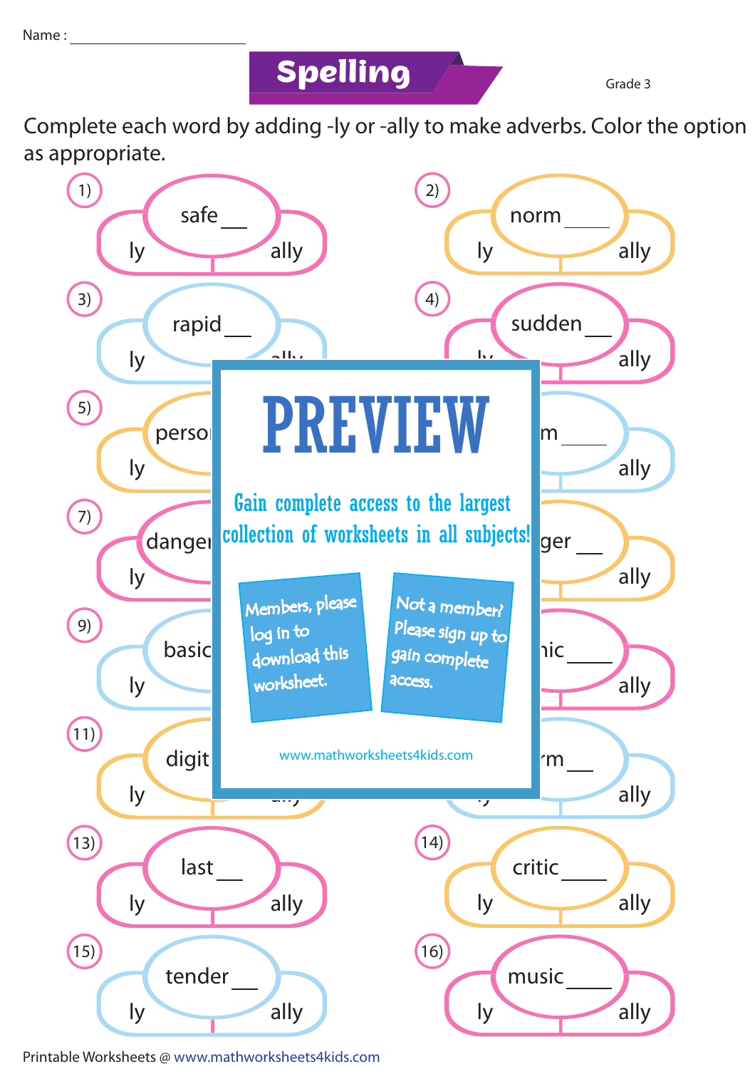Name : ____________________

# Spelling

Grade 3

Complete each word by adding -ly or -ally to make adverbs. Color the option as appropriate.

1) safe___ — ly / ally

2) norm____ — ly / ally

3) rapid___ — ly / ally

4) sudden___ — ly / ally

5) perso — ly

6) m____ — ally

7) danger — ly

8) ger___ — ally

9) basic — ly

10) nic____ — ally

11) digit — ly

12) rm___ — ally

13) last___ — ly / ally

14) critic____ — ly / ally

15) tender___ — ly / ally

16) music____ — ly / ally

PREVIEW

Gain complete access to the largest collection of worksheets in all subjects!

Members, please log in to download this worksheet.

Not a member? Please sign up to gain complete access.

www.mathworksheets4kids.com

Printable Worksheets @ www.mathworksheets4kids.com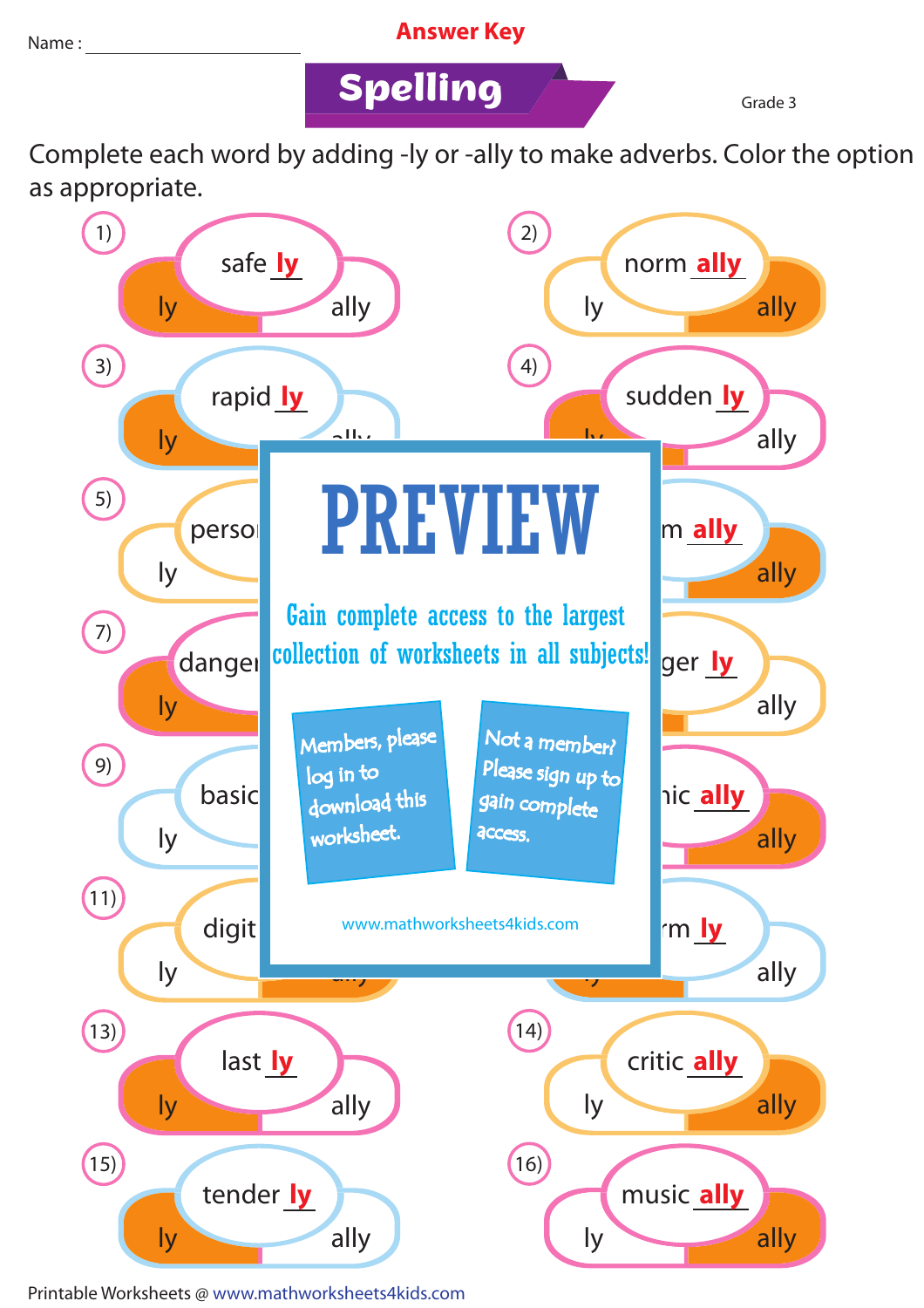Name : ____________________

**Answer Key**

# Spelling

Grade 3

Complete each word by adding -ly or -ally to make adverbs. Color the option as appropriate.

1) safe **ly** — ly / ally

2) norm **ally** — ly / ally

3) rapid **ly** — ly / ally

4) sudden **ly** — ly / ally

5) perso... — ly / ...

6) ...m **ally** — ... / ally

7) danger... — ly / ...

8) ...ger **ly** — ... / ally

9) basic... — ly / ...

10) ...nic **ally** — ... / ally

11) digit... — ly / ally

12) ...rm **ly** — ... / ally

13) last **ly** — ly / ally

14) critic **ally** — ly / ally

15) tender **ly** — ly / ally

16) music **ally** — ly / ally

PREVIEW

Gain complete access to the largest collection of worksheets in all subjects!

Members, please log in to download this worksheet.

Not a member? Please sign up to gain complete access.

www.mathworksheets4kids.com

Printable Worksheets @ www.mathworksheets4kids.com